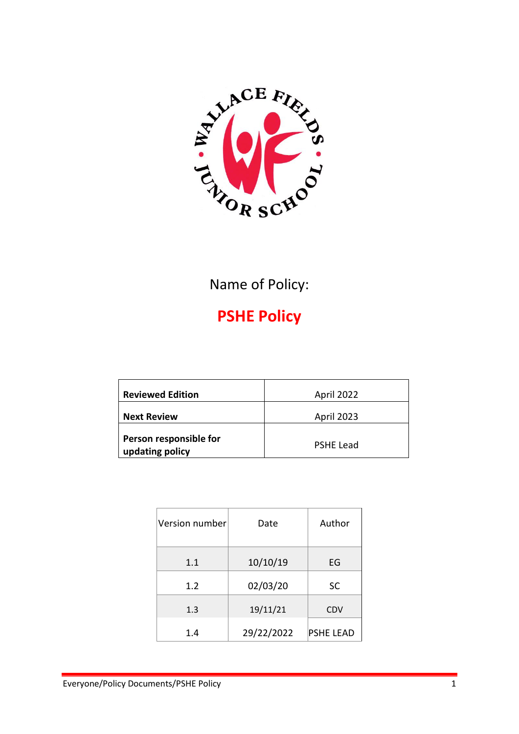WALLACE FIELDS • JUNIOR SCHOOL •

Name of Policy:

# PSHE Policy

| **Reviewed Edition** | April 2022 |
|---|---|
| **Next Review** | April 2023 |
| **Person responsible for updating policy** | PSHE Lead |

| Version number | Date | Author |
|---|---|---|
| 1.1 | 10/10/19 | EG |
| 1.2 | 02/03/20 | SC |
| 1.3 | 19/11/21 | CDV |
| 1.4 | 29/22/2022 | PSHE LEAD |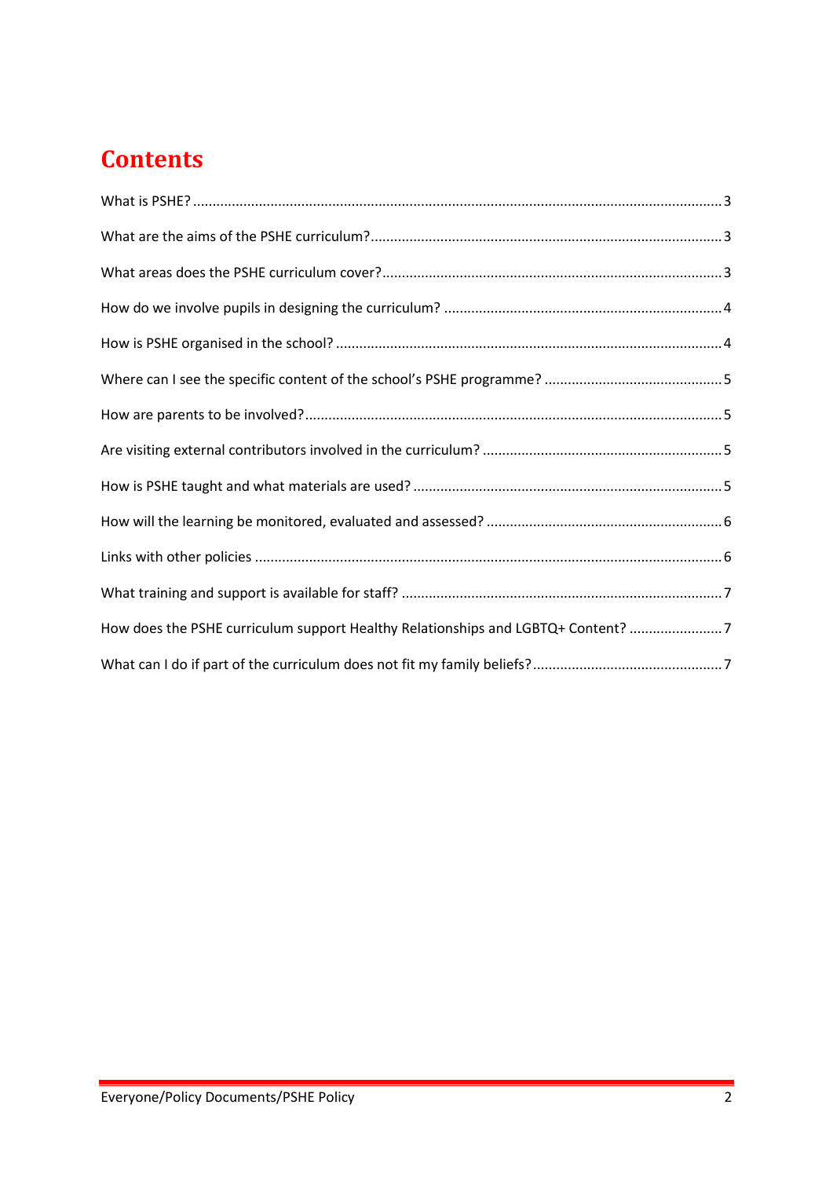# Contents

What is PSHE? ........................................................................................................................................ 3

What are the aims of the PSHE curriculum? .......................................................................................... 3

What areas does the PSHE curriculum cover? ....................................................................................... 3

How do we involve pupils in designing the curriculum? ........................................................................ 4

How is PSHE organised in the school? ................................................................................................... 4

Where can I see the specific content of the school's PSHE programme? .............................................. 5

How are parents to be involved? ........................................................................................................... 5

Are visiting external contributors involved in the curriculum? .............................................................. 5

How is PSHE taught and what materials are used? ................................................................................ 5

How will the learning be monitored, evaluated and assessed? ............................................................. 6

Links with other policies ........................................................................................................................ 6

What training and support is available for staff? .................................................................................. 7

How does the PSHE curriculum support Healthy Relationships and LGBTQ+ Content? ......................... 7

What can I do if part of the curriculum does not fit my family beliefs? ................................................. 7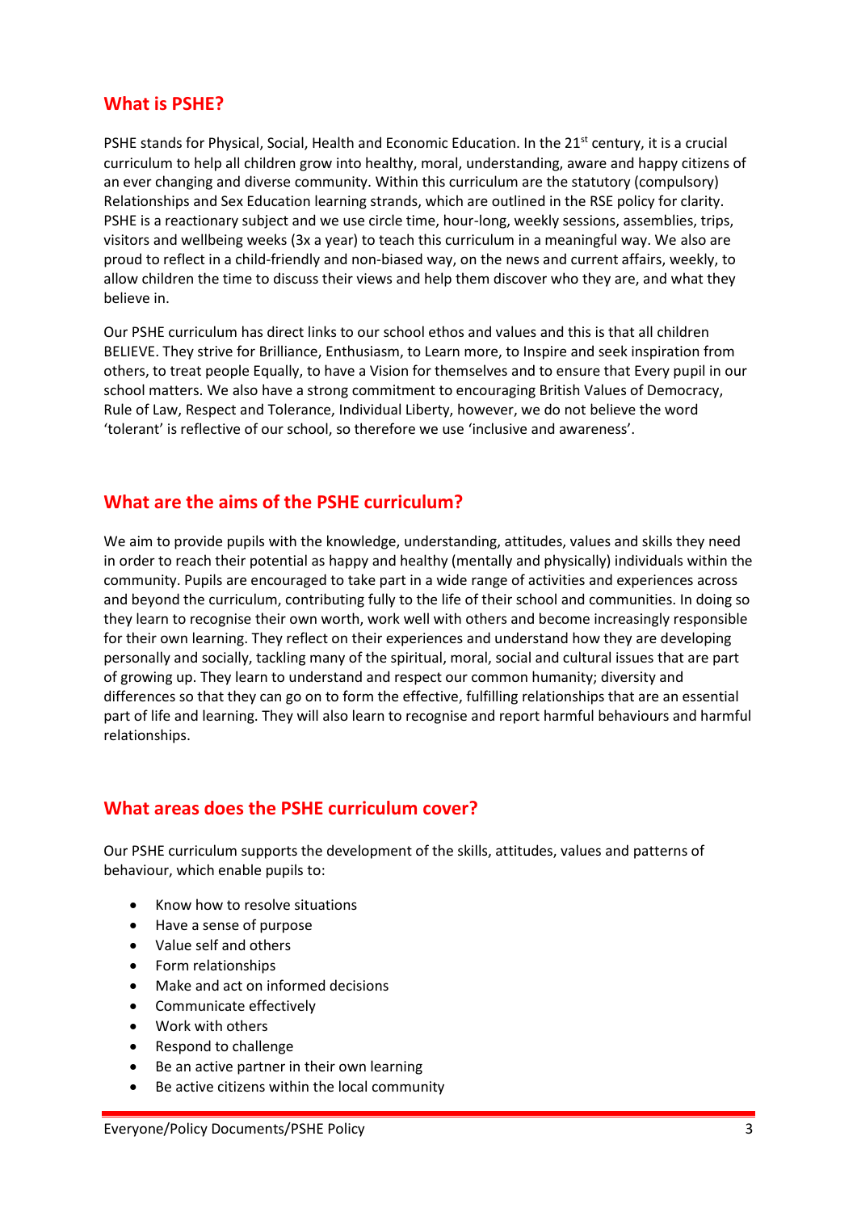## What is PSHE?

PSHE stands for Physical, Social, Health and Economic Education. In the 21st century, it is a crucial curriculum to help all children grow into healthy, moral, understanding, aware and happy citizens of an ever changing and diverse community. Within this curriculum are the statutory (compulsory) Relationships and Sex Education learning strands, which are outlined in the RSE policy for clarity. PSHE is a reactionary subject and we use circle time, hour-long, weekly sessions, assemblies, trips, visitors and wellbeing weeks (3x a year) to teach this curriculum in a meaningful way. We also are proud to reflect in a child-friendly and non-biased way, on the news and current affairs, weekly, to allow children the time to discuss their views and help them discover who they are, and what they believe in.

Our PSHE curriculum has direct links to our school ethos and values and this is that all children BELIEVE. They strive for Brilliance, Enthusiasm, to Learn more, to Inspire and seek inspiration from others, to treat people Equally, to have a Vision for themselves and to ensure that Every pupil in our school matters. We also have a strong commitment to encouraging British Values of Democracy, Rule of Law, Respect and Tolerance, Individual Liberty, however, we do not believe the word 'tolerant' is reflective of our school, so therefore we use 'inclusive and awareness'.

## What are the aims of the PSHE curriculum?

We aim to provide pupils with the knowledge, understanding, attitudes, values and skills they need in order to reach their potential as happy and healthy (mentally and physically) individuals within the community. Pupils are encouraged to take part in a wide range of activities and experiences across and beyond the curriculum, contributing fully to the life of their school and communities. In doing so they learn to recognise their own worth, work well with others and become increasingly responsible for their own learning. They reflect on their experiences and understand how they are developing personally and socially, tackling many of the spiritual, moral, social and cultural issues that are part of growing up. They learn to understand and respect our common humanity; diversity and differences so that they can go on to form the effective, fulfilling relationships that are an essential part of life and learning. They will also learn to recognise and report harmful behaviours and harmful relationships.

## What areas does the PSHE curriculum cover?

Our PSHE curriculum supports the development of the skills, attitudes, values and patterns of behaviour, which enable pupils to:

- Know how to resolve situations
- Have a sense of purpose
- Value self and others
- Form relationships
- Make and act on informed decisions
- Communicate effectively
- Work with others
- Respond to challenge
- Be an active partner in their own learning
- Be active citizens within the local community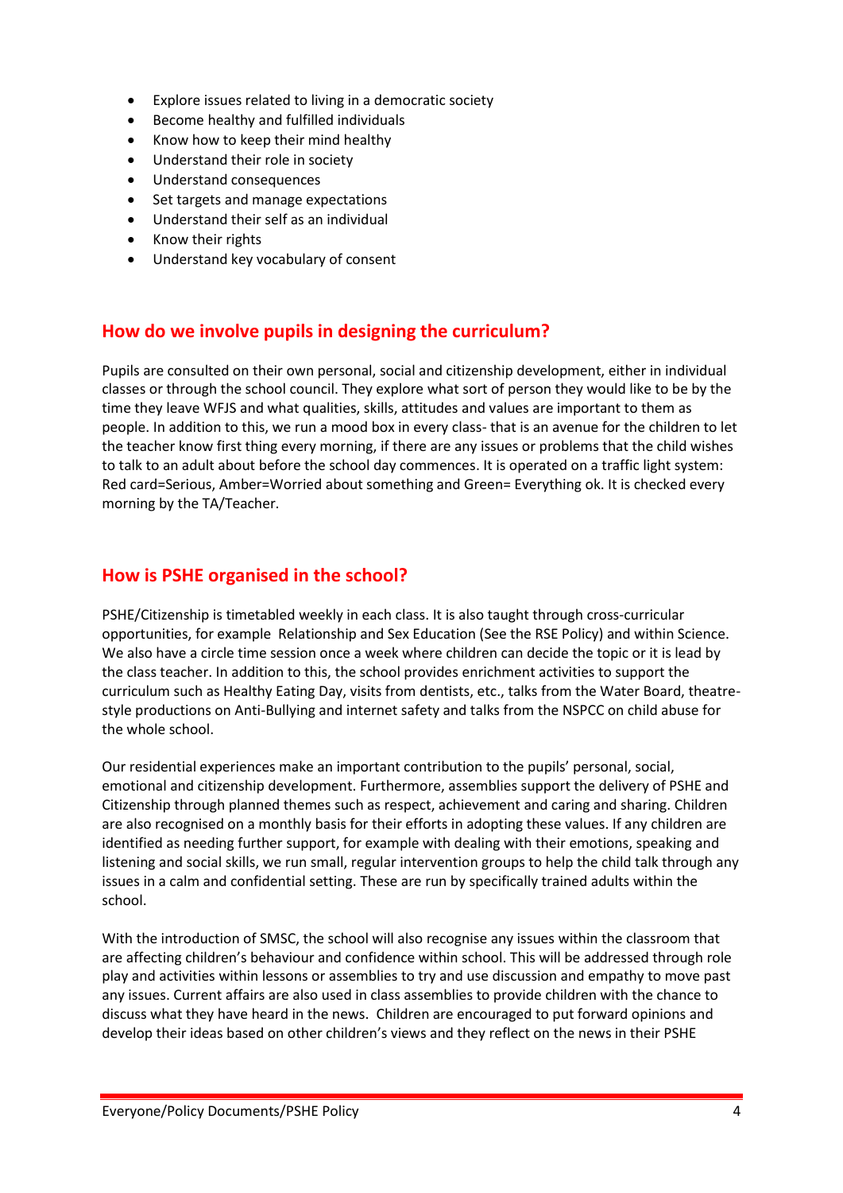- Explore issues related to living in a democratic society
- Become healthy and fulfilled individuals
- Know how to keep their mind healthy
- Understand their role in society
- Understand consequences
- Set targets and manage expectations
- Understand their self as an individual
- Know their rights
- Understand key vocabulary of consent

## How do we involve pupils in designing the curriculum?

Pupils are consulted on their own personal, social and citizenship development, either in individual classes or through the school council. They explore what sort of person they would like to be by the time they leave WFJS and what qualities, skills, attitudes and values are important to them as people. In addition to this, we run a mood box in every class- that is an avenue for the children to let the teacher know first thing every morning, if there are any issues or problems that the child wishes to talk to an adult about before the school day commences. It is operated on a traffic light system: Red card=Serious, Amber=Worried about something and Green= Everything ok. It is checked every morning by the TA/Teacher.

## How is PSHE organised in the school?

PSHE/Citizenship is timetabled weekly in each class. It is also taught through cross-curricular opportunities, for example Relationship and Sex Education (See the RSE Policy) and within Science. We also have a circle time session once a week where children can decide the topic or it is lead by the class teacher. In addition to this, the school provides enrichment activities to support the curriculum such as Healthy Eating Day, visits from dentists, etc., talks from the Water Board, theatre-style productions on Anti-Bullying and internet safety and talks from the NSPCC on child abuse for the whole school.

Our residential experiences make an important contribution to the pupils' personal, social, emotional and citizenship development. Furthermore, assemblies support the delivery of PSHE and Citizenship through planned themes such as respect, achievement and caring and sharing. Children are also recognised on a monthly basis for their efforts in adopting these values. If any children are identified as needing further support, for example with dealing with their emotions, speaking and listening and social skills, we run small, regular intervention groups to help the child talk through any issues in a calm and confidential setting. These are run by specifically trained adults within the school.

With the introduction of SMSC, the school will also recognise any issues within the classroom that are affecting children's behaviour and confidence within school. This will be addressed through role play and activities within lessons or assemblies to try and use discussion and empathy to move past any issues. Current affairs are also used in class assemblies to provide children with the chance to discuss what they have heard in the news. Children are encouraged to put forward opinions and develop their ideas based on other children's views and they reflect on the news in their PSHE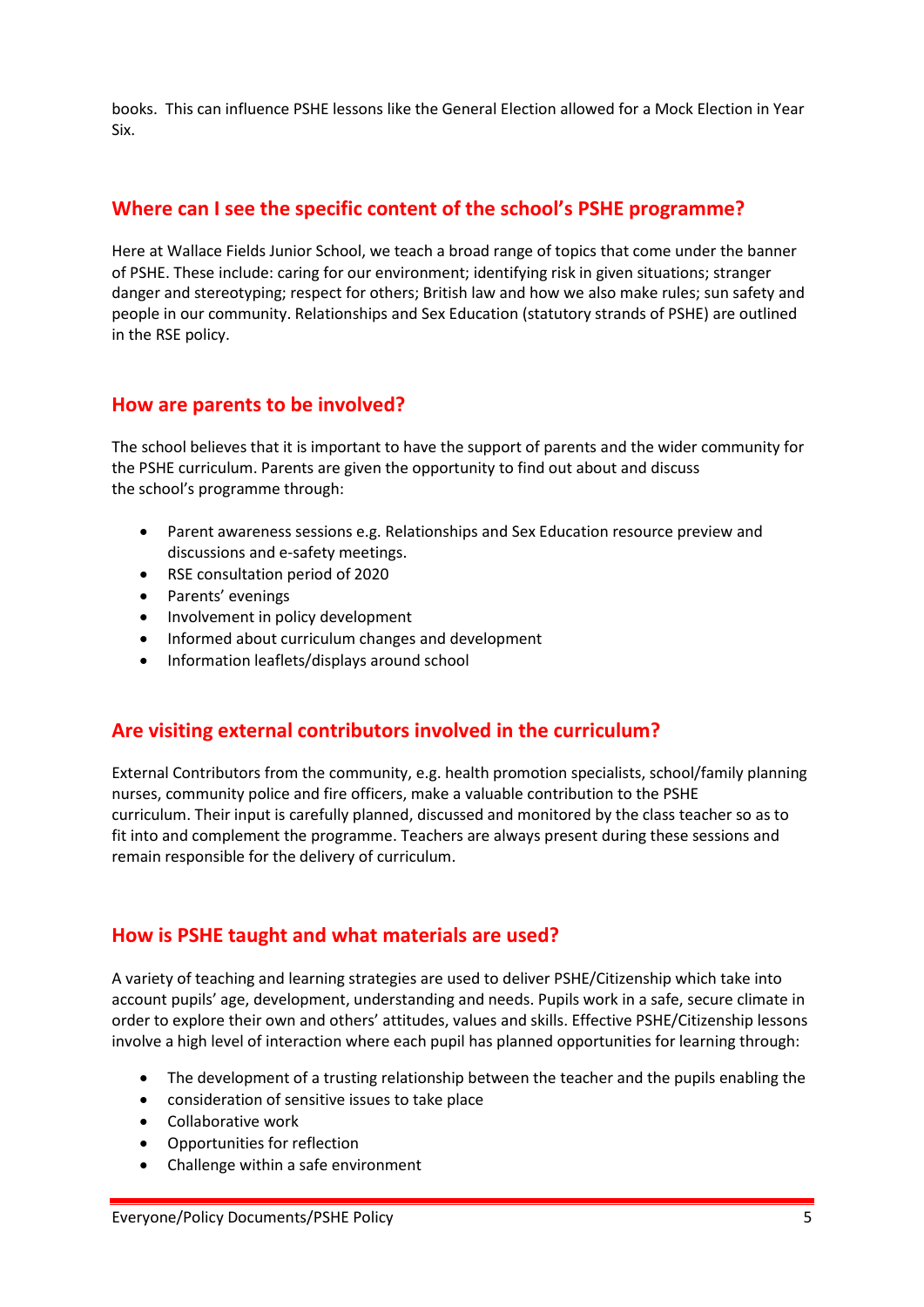books. This can influence PSHE lessons like the General Election allowed for a Mock Election in Year Six.

## Where can I see the specific content of the school's PSHE programme?

Here at Wallace Fields Junior School, we teach a broad range of topics that come under the banner of PSHE. These include: caring for our environment; identifying risk in given situations; stranger danger and stereotyping; respect for others; British law and how we also make rules; sun safety and people in our community. Relationships and Sex Education (statutory strands of PSHE) are outlined in the RSE policy.

## How are parents to be involved?

The school believes that it is important to have the support of parents and the wider community for the PSHE curriculum. Parents are given the opportunity to find out about and discuss the school's programme through:

- Parent awareness sessions e.g. Relationships and Sex Education resource preview and discussions and e-safety meetings.
- RSE consultation period of 2020
- Parents' evenings
- Involvement in policy development
- Informed about curriculum changes and development
- Information leaflets/displays around school

## Are visiting external contributors involved in the curriculum?

External Contributors from the community, e.g. health promotion specialists, school/family planning nurses, community police and fire officers, make a valuable contribution to the PSHE curriculum. Their input is carefully planned, discussed and monitored by the class teacher so as to fit into and complement the programme. Teachers are always present during these sessions and remain responsible for the delivery of curriculum.

## How is PSHE taught and what materials are used?

A variety of teaching and learning strategies are used to deliver PSHE/Citizenship which take into account pupils' age, development, understanding and needs. Pupils work in a safe, secure climate in order to explore their own and others' attitudes, values and skills. Effective PSHE/Citizenship lessons involve a high level of interaction where each pupil has planned opportunities for learning through:

- The development of a trusting relationship between the teacher and the pupils enabling the
- consideration of sensitive issues to take place
- Collaborative work
- Opportunities for reflection
- Challenge within a safe environment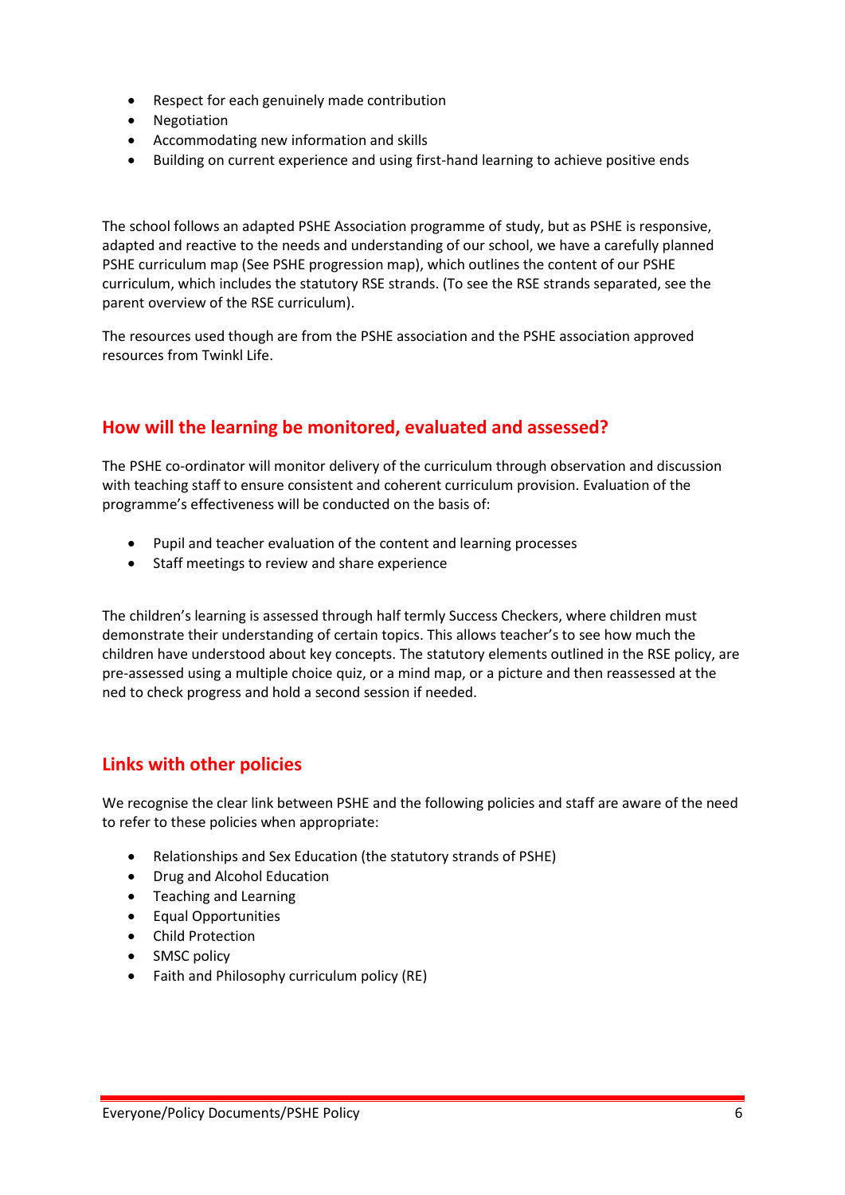- Respect for each genuinely made contribution
- Negotiation
- Accommodating new information and skills
- Building on current experience and using first-hand learning to achieve positive ends

The school follows an adapted PSHE Association programme of study, but as PSHE is responsive, adapted and reactive to the needs and understanding of our school, we have a carefully planned PSHE curriculum map (See PSHE progression map), which outlines the content of our PSHE curriculum, which includes the statutory RSE strands. (To see the RSE strands separated, see the parent overview of the RSE curriculum).

The resources used though are from the PSHE association and the PSHE association approved resources from Twinkl Life.

## How will the learning be monitored, evaluated and assessed?

The PSHE co-ordinator will monitor delivery of the curriculum through observation and discussion with teaching staff to ensure consistent and coherent curriculum provision. Evaluation of the programme's effectiveness will be conducted on the basis of:

- Pupil and teacher evaluation of the content and learning processes
- Staff meetings to review and share experience

The children's learning is assessed through half termly Success Checkers, where children must demonstrate their understanding of certain topics. This allows teacher's to see how much the children have understood about key concepts. The statutory elements outlined in the RSE policy, are pre-assessed using a multiple choice quiz, or a mind map, or a picture and then reassessed at the ned to check progress and hold a second session if needed.

## Links with other policies

We recognise the clear link between PSHE and the following policies and staff are aware of the need to refer to these policies when appropriate:

- Relationships and Sex Education (the statutory strands of PSHE)
- Drug and Alcohol Education
- Teaching and Learning
- Equal Opportunities
- Child Protection
- SMSC policy
- Faith and Philosophy curriculum policy (RE)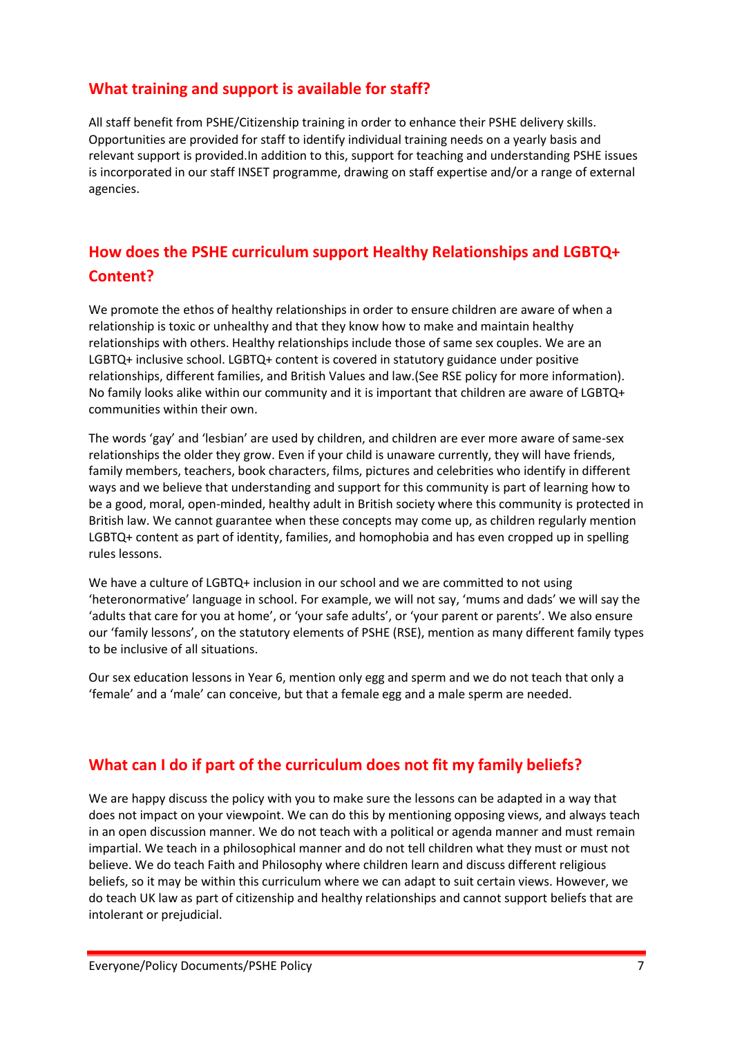## What training and support is available for staff?

All staff benefit from PSHE/Citizenship training in order to enhance their PSHE delivery skills. Opportunities are provided for staff to identify individual training needs on a yearly basis and relevant support is provided.In addition to this, support for teaching and understanding PSHE issues is incorporated in our staff INSET programme, drawing on staff expertise and/or a range of external agencies.

## How does the PSHE curriculum support Healthy Relationships and LGBTQ+ Content?

We promote the ethos of healthy relationships in order to ensure children are aware of when a relationship is toxic or unhealthy and that they know how to make and maintain healthy relationships with others. Healthy relationships include those of same sex couples. We are an LGBTQ+ inclusive school. LGBTQ+ content is covered in statutory guidance under positive relationships, different families, and British Values and law.(See RSE policy for more information). No family looks alike within our community and it is important that children are aware of LGBTQ+ communities within their own.

The words 'gay' and 'lesbian' are used by children, and children are ever more aware of same-sex relationships the older they grow. Even if your child is unaware currently, they will have friends, family members, teachers, book characters, films, pictures and celebrities who identify in different ways and we believe that understanding and support for this community is part of learning how to be a good, moral, open-minded, healthy adult in British society where this community is protected in British law. We cannot guarantee when these concepts may come up, as children regularly mention LGBTQ+ content as part of identity, families, and homophobia and has even cropped up in spelling rules lessons.

We have a culture of LGBTQ+ inclusion in our school and we are committed to not using 'heteronormative' language in school. For example, we will not say, 'mums and dads' we will say the 'adults that care for you at home', or 'your safe adults', or 'your parent or parents'. We also ensure our 'family lessons', on the statutory elements of PSHE (RSE), mention as many different family types to be inclusive of all situations.

Our sex education lessons in Year 6, mention only egg and sperm and we do not teach that only a 'female' and a 'male' can conceive, but that a female egg and a male sperm are needed.

## What can I do if part of the curriculum does not fit my family beliefs?

We are happy discuss the policy with you to make sure the lessons can be adapted in a way that does not impact on your viewpoint. We can do this by mentioning opposing views, and always teach in an open discussion manner. We do not teach with a political or agenda manner and must remain impartial. We teach in a philosophical manner and do not tell children what they must or must not believe. We do teach Faith and Philosophy where children learn and discuss different religious beliefs, so it may be within this curriculum where we can adapt to suit certain views. However, we do teach UK law as part of citizenship and healthy relationships and cannot support beliefs that are intolerant or prejudicial.